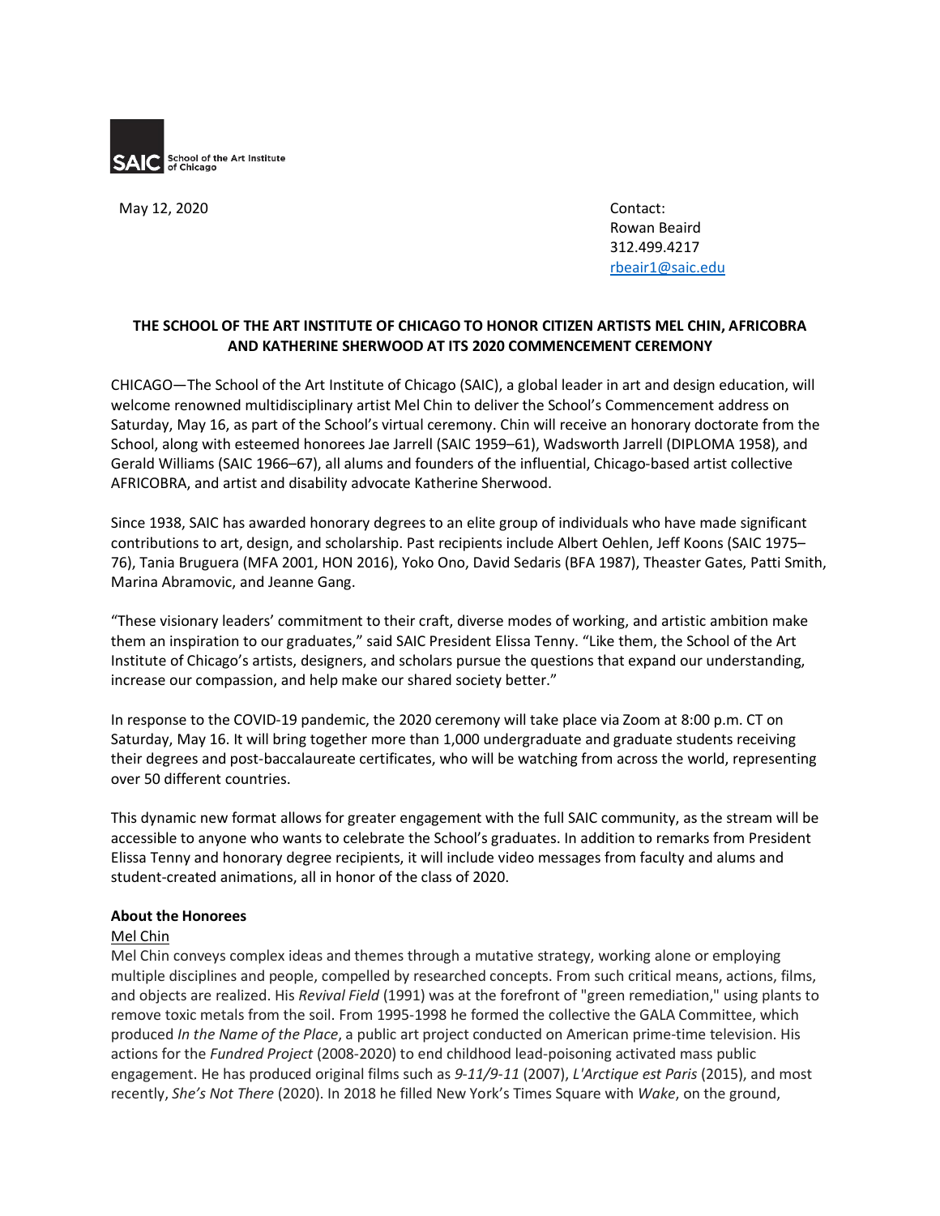SAIC School of the Art Institute of Chicago

May 12, 2020

Contact:
Rowan Beaird
312.499.4217
rbeair1@saic.edu

**THE SCHOOL OF THE ART INSTITUTE OF CHICAGO TO HONOR CITIZEN ARTISTS MEL CHIN, AFRICOBRA AND KATHERINE SHERWOOD AT ITS 2020 COMMENCEMENT CEREMONY**

CHICAGO—The School of the Art Institute of Chicago (SAIC), a global leader in art and design education, will welcome renowned multidisciplinary artist Mel Chin to deliver the School's Commencement address on Saturday, May 16, as part of the School's virtual ceremony. Chin will receive an honorary doctorate from the School, along with esteemed honorees Jae Jarrell (SAIC 1959–61), Wadsworth Jarrell (DIPLOMA 1958), and Gerald Williams (SAIC 1966–67), all alums and founders of the influential, Chicago-based artist collective AFRICOBRA, and artist and disability advocate Katherine Sherwood.

Since 1938, SAIC has awarded honorary degrees to an elite group of individuals who have made significant contributions to art, design, and scholarship. Past recipients include Albert Oehlen, Jeff Koons (SAIC 1975–76), Tania Bruguera (MFA 2001, HON 2016), Yoko Ono, David Sedaris (BFA 1987), Theaster Gates, Patti Smith, Marina Abramovic, and Jeanne Gang.

"These visionary leaders' commitment to their craft, diverse modes of working, and artistic ambition make them an inspiration to our graduates," said SAIC President Elissa Tenny. "Like them, the School of the Art Institute of Chicago's artists, designers, and scholars pursue the questions that expand our understanding, increase our compassion, and help make our shared society better."

In response to the COVID-19 pandemic, the 2020 ceremony will take place via Zoom at 8:00 p.m. CT on Saturday, May 16. It will bring together more than 1,000 undergraduate and graduate students receiving their degrees and post-baccalaureate certificates, who will be watching from across the world, representing over 50 different countries.

This dynamic new format allows for greater engagement with the full SAIC community, as the stream will be accessible to anyone who wants to celebrate the School's graduates. In addition to remarks from President Elissa Tenny and honorary degree recipients, it will include video messages from faculty and alums and student-created animations, all in honor of the class of 2020.

**About the Honorees**

Mel Chin

Mel Chin conveys complex ideas and themes through a mutative strategy, working alone or employing multiple disciplines and people, compelled by researched concepts. From such critical means, actions, films, and objects are realized. His *Revival Field* (1991) was at the forefront of "green remediation," using plants to remove toxic metals from the soil. From 1995-1998 he formed the collective the GALA Committee, which produced *In the Name of the Place*, a public art project conducted on American prime-time television. His actions for the *Fundred Project* (2008-2020) to end childhood lead-poisoning activated mass public engagement. He has produced original films such as *9-11/9-11* (2007), *L'Arctique est Paris* (2015), and most recently, *She's Not There* (2020). In 2018 he filled New York's Times Square with *Wake*, on the ground,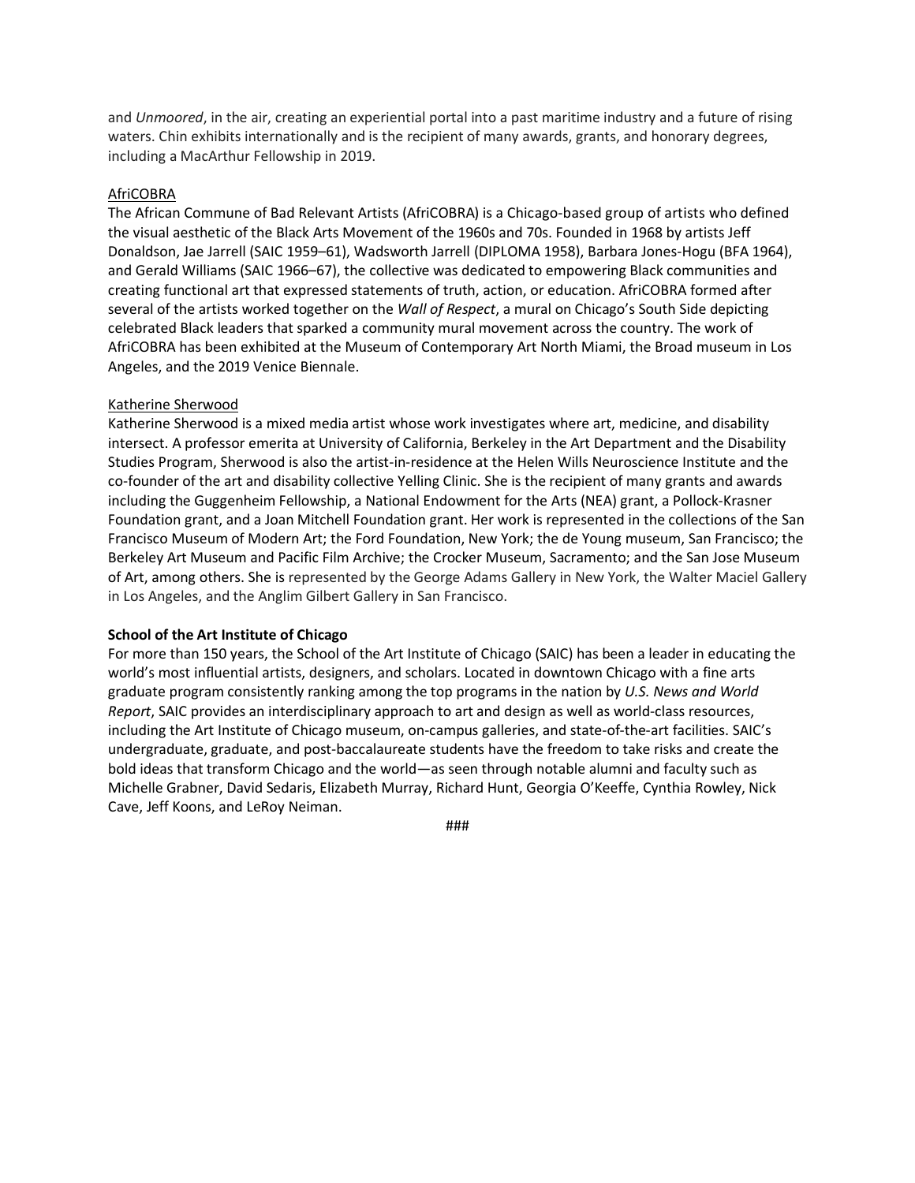and *Unmoored*, in the air, creating an experiential portal into a past maritime industry and a future of rising waters. Chin exhibits internationally and is the recipient of many awards, grants, and honorary degrees, including a MacArthur Fellowship in 2019.

<u>AfriCOBRA</u>

The African Commune of Bad Relevant Artists (AfriCOBRA) is a Chicago-based group of artists who defined the visual aesthetic of the Black Arts Movement of the 1960s and 70s. Founded in 1968 by artists Jeff Donaldson, Jae Jarrell (SAIC 1959–61), Wadsworth Jarrell (DIPLOMA 1958), Barbara Jones-Hogu (BFA 1964), and Gerald Williams (SAIC 1966–67), the collective was dedicated to empowering Black communities and creating functional art that expressed statements of truth, action, or education. AfriCOBRA formed after several of the artists worked together on the *Wall of Respect*, a mural on Chicago's South Side depicting celebrated Black leaders that sparked a community mural movement across the country. The work of AfriCOBRA has been exhibited at the Museum of Contemporary Art North Miami, the Broad museum in Los Angeles, and the 2019 Venice Biennale.

<u>Katherine Sherwood</u>

Katherine Sherwood is a mixed media artist whose work investigates where art, medicine, and disability intersect. A professor emerita at University of California, Berkeley in the Art Department and the Disability Studies Program, Sherwood is also the artist-in-residence at the Helen Wills Neuroscience Institute and the co-founder of the art and disability collective Yelling Clinic. She is the recipient of many grants and awards including the Guggenheim Fellowship, a National Endowment for the Arts (NEA) grant, a Pollock-Krasner Foundation grant, and a Joan Mitchell Foundation grant. Her work is represented in the collections of the San Francisco Museum of Modern Art; the Ford Foundation, New York; the de Young museum, San Francisco; the Berkeley Art Museum and Pacific Film Archive; the Crocker Museum, Sacramento; and the San Jose Museum of Art, among others. She is represented by the George Adams Gallery in New York, the Walter Maciel Gallery in Los Angeles, and the Anglim Gilbert Gallery in San Francisco.

**School of the Art Institute of Chicago**

For more than 150 years, the School of the Art Institute of Chicago (SAIC) has been a leader in educating the world's most influential artists, designers, and scholars. Located in downtown Chicago with a fine arts graduate program consistently ranking among the top programs in the nation by *U.S. News and World Report*, SAIC provides an interdisciplinary approach to art and design as well as world-class resources, including the Art Institute of Chicago museum, on-campus galleries, and state-of-the-art facilities. SAIC's undergraduate, graduate, and post-baccalaureate students have the freedom to take risks and create the bold ideas that transform Chicago and the world—as seen through notable alumni and faculty such as Michelle Grabner, David Sedaris, Elizabeth Murray, Richard Hunt, Georgia O'Keeffe, Cynthia Rowley, Nick Cave, Jeff Koons, and LeRoy Neiman.

###